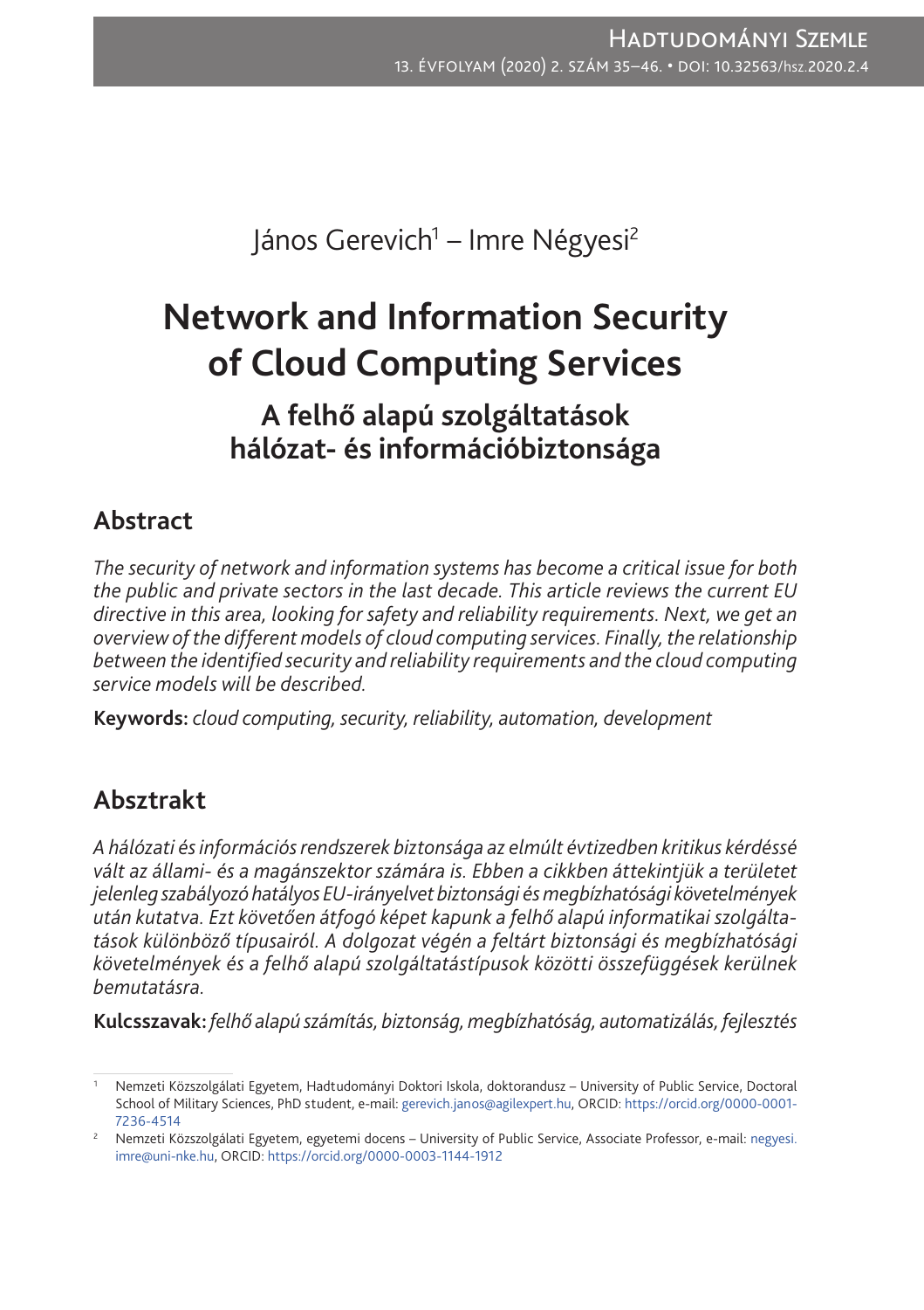János Gerevich[1] – Imre Négyesi[2]

# Network and Information Security of Cloud Computing Services

## A felhő alapú szolgáltatások hálózat- és információbiztonsága

## Abstract

*The security of network and information systems has become a critical issue for both the public and private sectors in the last decade. This article reviews the current EU directive in this area, looking for safety and reliability requirements. Next, we get an overview of the different models of cloud computing services. Finally, the relationship between the identified security and reliability requirements and the cloud computing service models will be described.*

**Keywords:** *cloud computing, security, reliability, automation, development*

## Absztrakt

*A hálózati és információs rendszerek biztonsága az elmúlt évtizedben kritikus kérdéssé vált az állami- és a magánszektor számára is. Ebben a cikkben áttekintjük a területet jelenleg szabályozó hatályos EU-irányelvet biztonsági és megbízhatósági követelmények után kutatva. Ezt követően átfogó képet kapunk a felhő alapú informatikai szolgáltatások különböző típusairól. A dolgozat végén a feltárt biztonsági és megbízhatósági követelmények és a felhő alapú szolgáltatástípusok közötti összefüggések kerülnek bemutatásra.*

**Kulcsszavak:** *felhő alapú számítás, biztonság, megbízhatóság, automatizálás, fejlesztés*

---

[1] Nemzeti Közszolgálati Egyetem, Hadtudományi Doktori Iskola, doktorandusz – University of Public Service, Doctoral School of Military Sciences, PhD student, e-mail: gerevich.janos@agilexpert.hu, ORCID: https://orcid.org/0000-0001-7236-4514

[2] Nemzeti Közszolgálati Egyetem, egyetemi docens – University of Public Service, Associate Professor, e-mail: negyesi.imre@uni-nke.hu, ORCID: https://orcid.org/0000-0003-1144-1912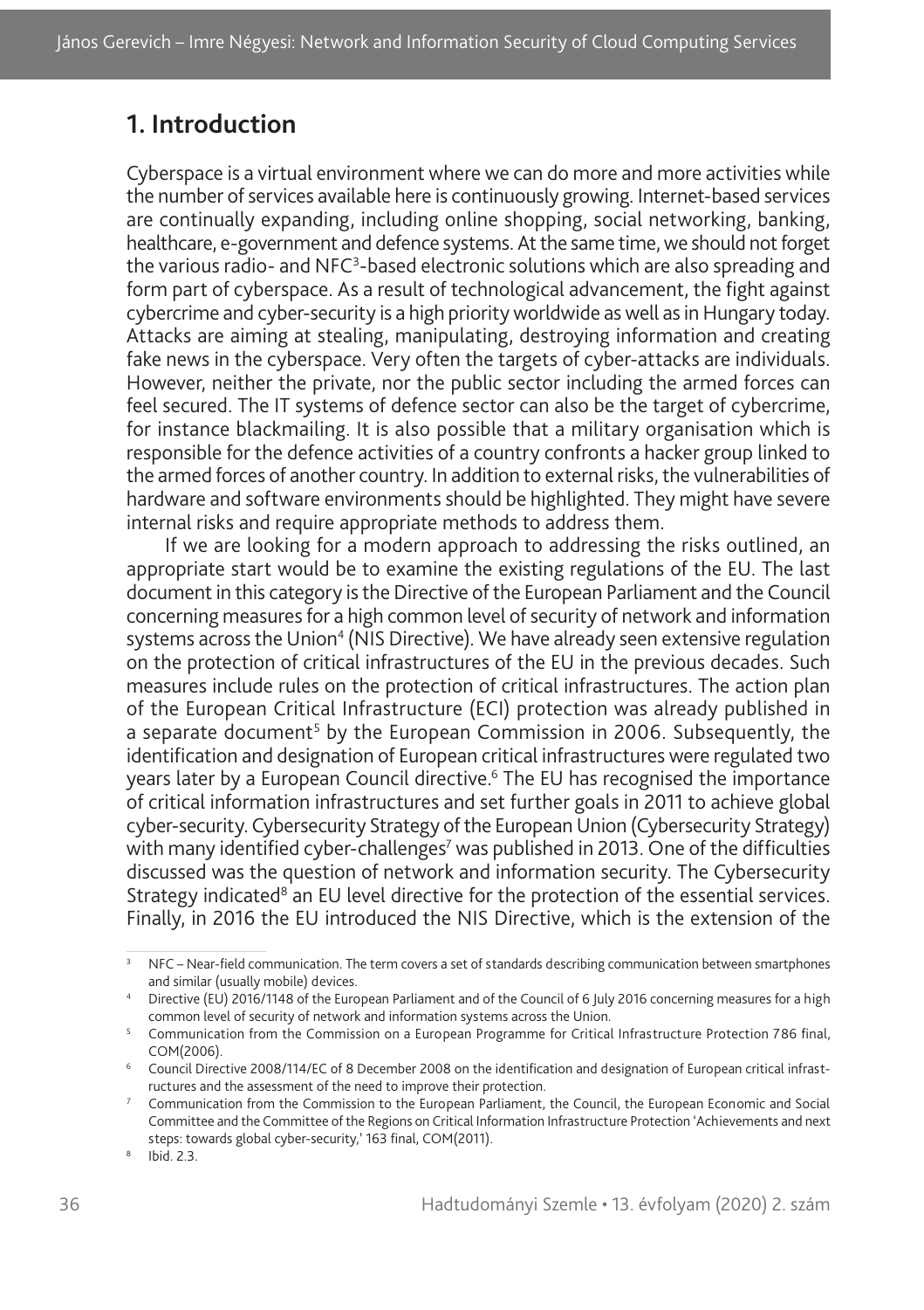## 1. Introduction

Cyberspace is a virtual environment where we can do more and more activities while the number of services available here is continuously growing. Internet-based services are continually expanding, including online shopping, social networking, banking, healthcare, e-government and defence systems. At the same time, we should not forget the various radio- and NFC[3]-based electronic solutions which are also spreading and form part of cyberspace. As a result of technological advancement, the fight against cybercrime and cyber-security is a high priority worldwide as well as in Hungary today. Attacks are aiming at stealing, manipulating, destroying information and creating fake news in the cyberspace. Very often the targets of cyber-attacks are individuals. However, neither the private, nor the public sector including the armed forces can feel secured. The IT systems of defence sector can also be the target of cybercrime, for instance blackmailing. It is also possible that a military organisation which is responsible for the defence activities of a country confronts a hacker group linked to the armed forces of another country. In addition to external risks, the vulnerabilities of hardware and software environments should be highlighted. They might have severe internal risks and require appropriate methods to address them.

If we are looking for a modern approach to addressing the risks outlined, an appropriate start would be to examine the existing regulations of the EU. The last document in this category is the Directive of the European Parliament and the Council concerning measures for a high common level of security of network and information systems across the Union[4] (NIS Directive). We have already seen extensive regulation on the protection of critical infrastructures of the EU in the previous decades. Such measures include rules on the protection of critical infrastructures. The action plan of the European Critical Infrastructure (ECI) protection was already published in a separate document[5] by the European Commission in 2006. Subsequently, the identification and designation of European critical infrastructures were regulated two years later by a European Council directive.[6] The EU has recognised the importance of critical information infrastructures and set further goals in 2011 to achieve global cyber-security. Cybersecurity Strategy of the European Union (Cybersecurity Strategy) with many identified cyber-challenges[7] was published in 2013. One of the difficulties discussed was the question of network and information security. The Cybersecurity Strategy indicated[8] an EU level directive for the protection of the essential services. Finally, in 2016 the EU introduced the NIS Directive, which is the extension of the

---

[3] NFC – Near-field communication. The term covers a set of standards describing communication between smartphones and similar (usually mobile) devices.

[4] Directive (EU) 2016/1148 of the European Parliament and of the Council of 6 July 2016 concerning measures for a high common level of security of network and information systems across the Union.

[5] Communication from the Commission on a European Programme for Critical Infrastructure Protection 786 final, COM(2006).

[6] Council Directive 2008/114/EC of 8 December 2008 on the identification and designation of European critical infrastructures and the assessment of the need to improve their protection.

[7] Communication from the Commission to the European Parliament, the Council, the European Economic and Social Committee and the Committee of the Regions on Critical Information Infrastructure Protection 'Achievements and next steps: towards global cyber-security,' 163 final, COM(2011).

[8] Ibid. 2.3.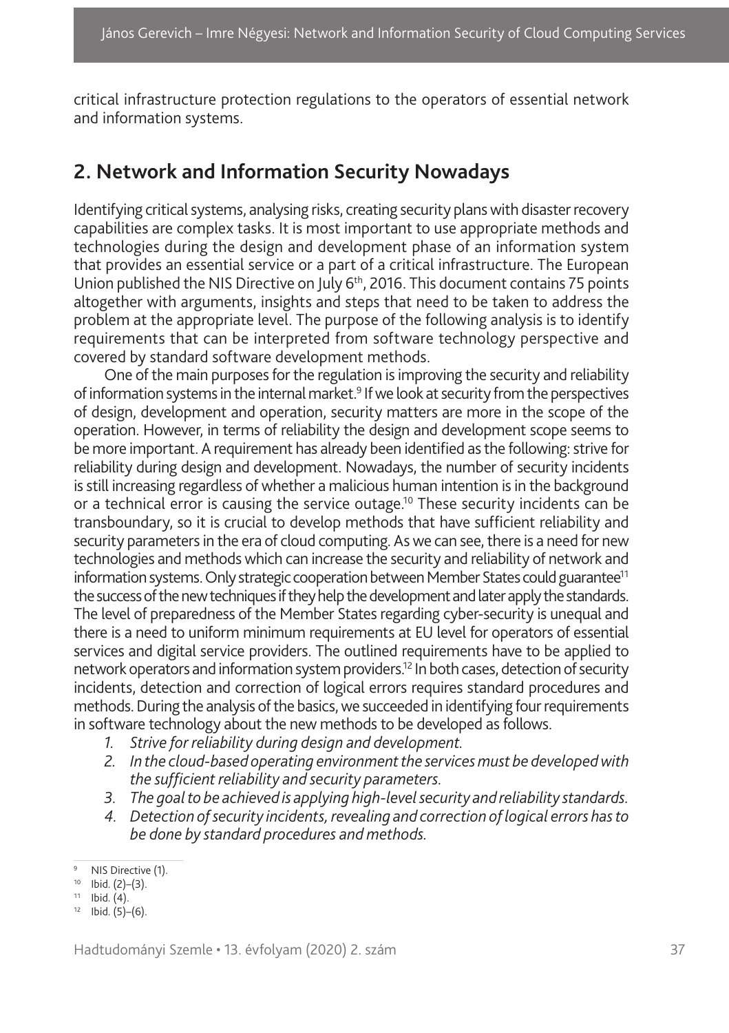critical infrastructure protection regulations to the operators of essential network and information systems.

## 2. Network and Information Security Nowadays

Identifying critical systems, analysing risks, creating security plans with disaster recovery capabilities are complex tasks. It is most important to use appropriate methods and technologies during the design and development phase of an information system that provides an essential service or a part of a critical infrastructure. The European Union published the NIS Directive on July 6th, 2016. This document contains 75 points altogether with arguments, insights and steps that need to be taken to address the problem at the appropriate level. The purpose of the following analysis is to identify requirements that can be interpreted from software technology perspective and covered by standard software development methods.

One of the main purposes for the regulation is improving the security and reliability of information systems in the internal market.[9] If we look at security from the perspectives of design, development and operation, security matters are more in the scope of the operation. However, in terms of reliability the design and development scope seems to be more important. A requirement has already been identified as the following: strive for reliability during design and development. Nowadays, the number of security incidents is still increasing regardless of whether a malicious human intention is in the background or a technical error is causing the service outage.[10] These security incidents can be transboundary, so it is crucial to develop methods that have sufficient reliability and security parameters in the era of cloud computing. As we can see, there is a need for new technologies and methods which can increase the security and reliability of network and information systems. Only strategic cooperation between Member States could guarantee[11] the success of the new techniques if they help the development and later apply the standards. The level of preparedness of the Member States regarding cyber-security is unequal and there is a need to uniform minimum requirements at EU level for operators of essential services and digital service providers. The outlined requirements have to be applied to network operators and information system providers.[12] In both cases, detection of security incidents, detection and correction of logical errors requires standard procedures and methods. During the analysis of the basics, we succeeded in identifying four requirements in software technology about the new methods to be developed as follows.

1. *Strive for reliability during design and development.*
2. *In the cloud-based operating environment the services must be developed with the sufficient reliability and security parameters.*
3. *The goal to be achieved is applying high-level security and reliability standards.*
4. *Detection of security incidents, revealing and correction of logical errors has to be done by standard procedures and methods.*

[9] NIS Directive (1).

[10] Ibid. (2)–(3).

[11] Ibid. (4).

[12] Ibid. (5)–(6).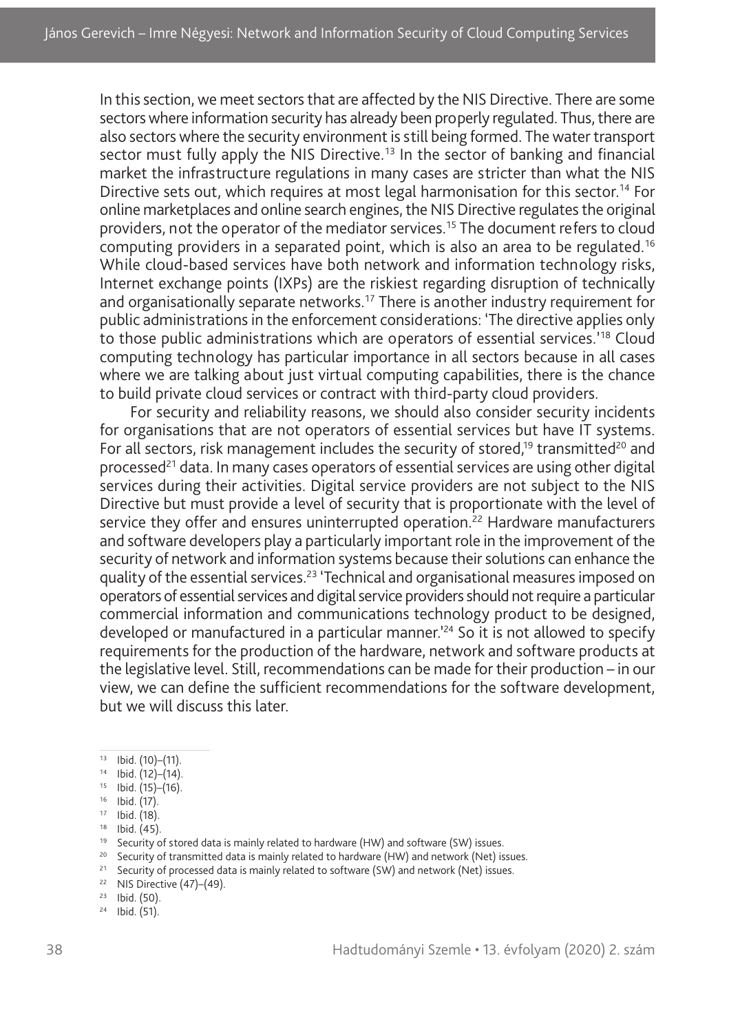In this section, we meet sectors that are affected by the NIS Directive. There are some sectors where information security has already been properly regulated. Thus, there are also sectors where the security environment is still being formed. The water transport sector must fully apply the NIS Directive.[13] In the sector of banking and financial market the infrastructure regulations in many cases are stricter than what the NIS Directive sets out, which requires at most legal harmonisation for this sector.[14] For online marketplaces and online search engines, the NIS Directive regulates the original providers, not the operator of the mediator services.[15] The document refers to cloud computing providers in a separated point, which is also an area to be regulated.[16] While cloud-based services have both network and information technology risks, Internet exchange points (IXPs) are the riskiest regarding disruption of technically and organisationally separate networks.[17] There is another industry requirement for public administrations in the enforcement considerations: 'The directive applies only to those public administrations which are operators of essential services.'[18] Cloud computing technology has particular importance in all sectors because in all cases where we are talking about just virtual computing capabilities, there is the chance to build private cloud services or contract with third-party cloud providers.

For security and reliability reasons, we should also consider security incidents for organisations that are not operators of essential services but have IT systems. For all sectors, risk management includes the security of stored,[19] transmitted[20] and processed[21] data. In many cases operators of essential services are using other digital services during their activities. Digital service providers are not subject to the NIS Directive but must provide a level of security that is proportionate with the level of service they offer and ensures uninterrupted operation.[22] Hardware manufacturers and software developers play a particularly important role in the improvement of the security of network and information systems because their solutions can enhance the quality of the essential services.[23] 'Technical and organisational measures imposed on operators of essential services and digital service providers should not require a particular commercial information and communications technology product to be designed, developed or manufactured in a particular manner.'[24] So it is not allowed to specify requirements for the production of the hardware, network and software products at the legislative level. Still, recommendations can be made for their production – in our view, we can define the sufficient recommendations for the software development, but we will discuss this later.

---

[13] Ibid. (10)–(11).

[14] Ibid. (12)–(14).

[15] Ibid. (15)–(16).

[16] Ibid. (17).

[17] Ibid. (18).

[18] Ibid. (45).

[19] Security of stored data is mainly related to hardware (HW) and software (SW) issues.

[20] Security of transmitted data is mainly related to hardware (HW) and network (Net) issues.

[21] Security of processed data is mainly related to software (SW) and network (Net) issues.

[22] NIS Directive (47)–(49).

[23] Ibid. (50).

[24] Ibid. (51).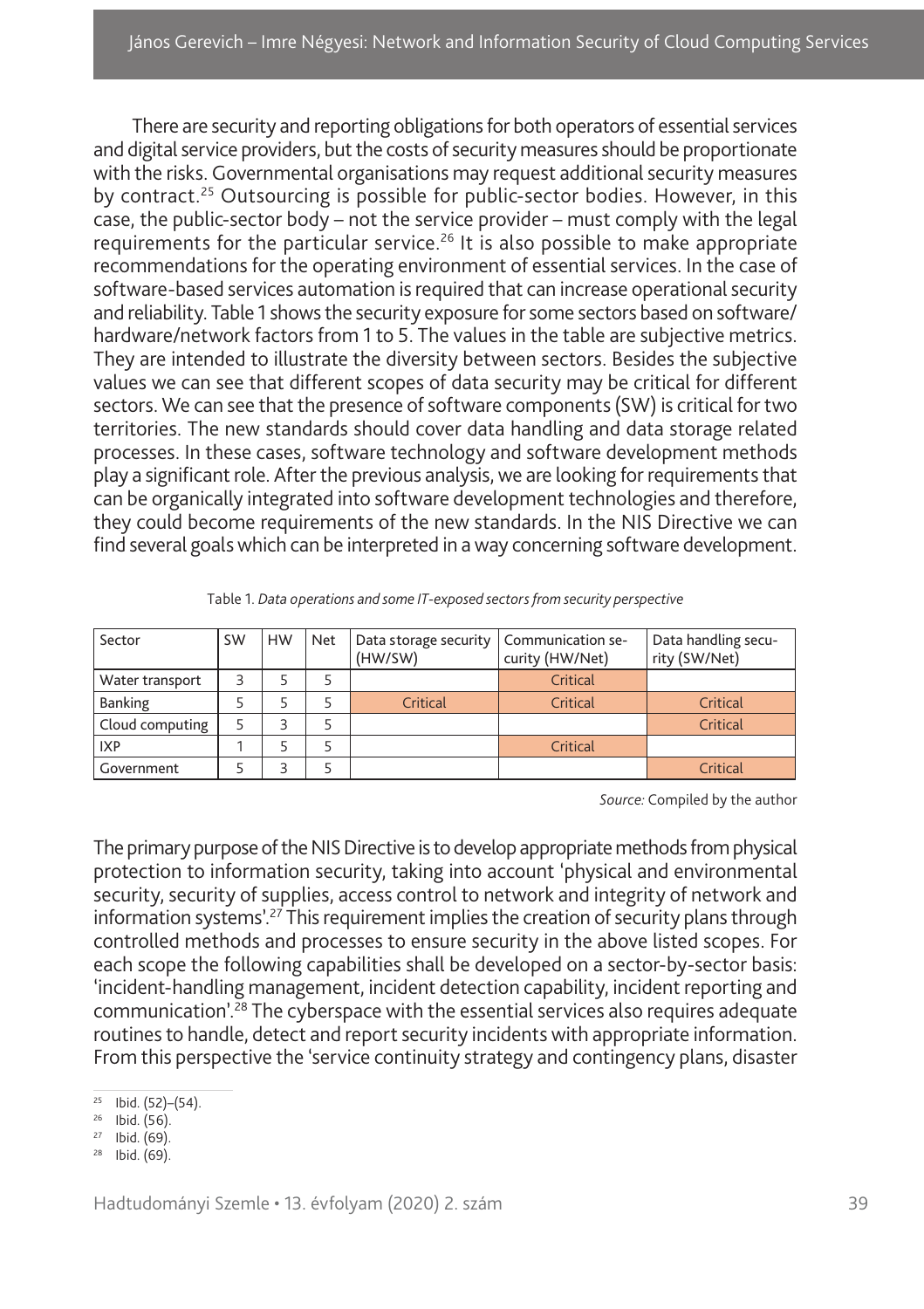There are security and reporting obligations for both operators of essential services and digital service providers, but the costs of security measures should be proportionate with the risks. Governmental organisations may request additional security measures by contract.[25] Outsourcing is possible for public-sector bodies. However, in this case, the public-sector body – not the service provider – must comply with the legal requirements for the particular service.[26] It is also possible to make appropriate recommendations for the operating environment of essential services. In the case of software-based services automation is required that can increase operational security and reliability. Table 1 shows the security exposure for some sectors based on software/hardware/network factors from 1 to 5. The values in the table are subjective metrics. They are intended to illustrate the diversity between sectors. Besides the subjective values we can see that different scopes of data security may be critical for different sectors. We can see that the presence of software components (SW) is critical for two territories. The new standards should cover data handling and data storage related processes. In these cases, software technology and software development methods play a significant role. After the previous analysis, we are looking for requirements that can be organically integrated into software development technologies and therefore, they could become requirements of the new standards. In the NIS Directive we can find several goals which can be interpreted in a way concerning software development.

Table 1. *Data operations and some IT-exposed sectors from security perspective*

| Sector | SW | HW | Net | Data storage security (HW/SW) | Communication security (HW/Net) | Data handling security (SW/Net) |
|---|---|---|---|---|---|---|
| Water transport | 3 | 5 | 5 | | Critical | |
| Banking | 5 | 5 | 5 | Critical | Critical | Critical |
| Cloud computing | 5 | 3 | 5 | | | Critical |
| IXP | 1 | 5 | 5 | | Critical | |
| Government | 5 | 3 | 5 | | | Critical |

*Source:* Compiled by the author

The primary purpose of the NIS Directive is to develop appropriate methods from physical protection to information security, taking into account 'physical and environmental security, security of supplies, access control to network and integrity of network and information systems'.[27] This requirement implies the creation of security plans through controlled methods and processes to ensure security in the above listed scopes. For each scope the following capabilities shall be developed on a sector-by-sector basis: 'incident-handling management, incident detection capability, incident reporting and communication'.[28] The cyberspace with the essential services also requires adequate routines to handle, detect and report security incidents with appropriate information. From this perspective the 'service continuity strategy and contingency plans, disaster

[25] Ibid. (52)–(54).

[26] Ibid. (56).

[27] Ibid. (69).

[28] Ibid. (69).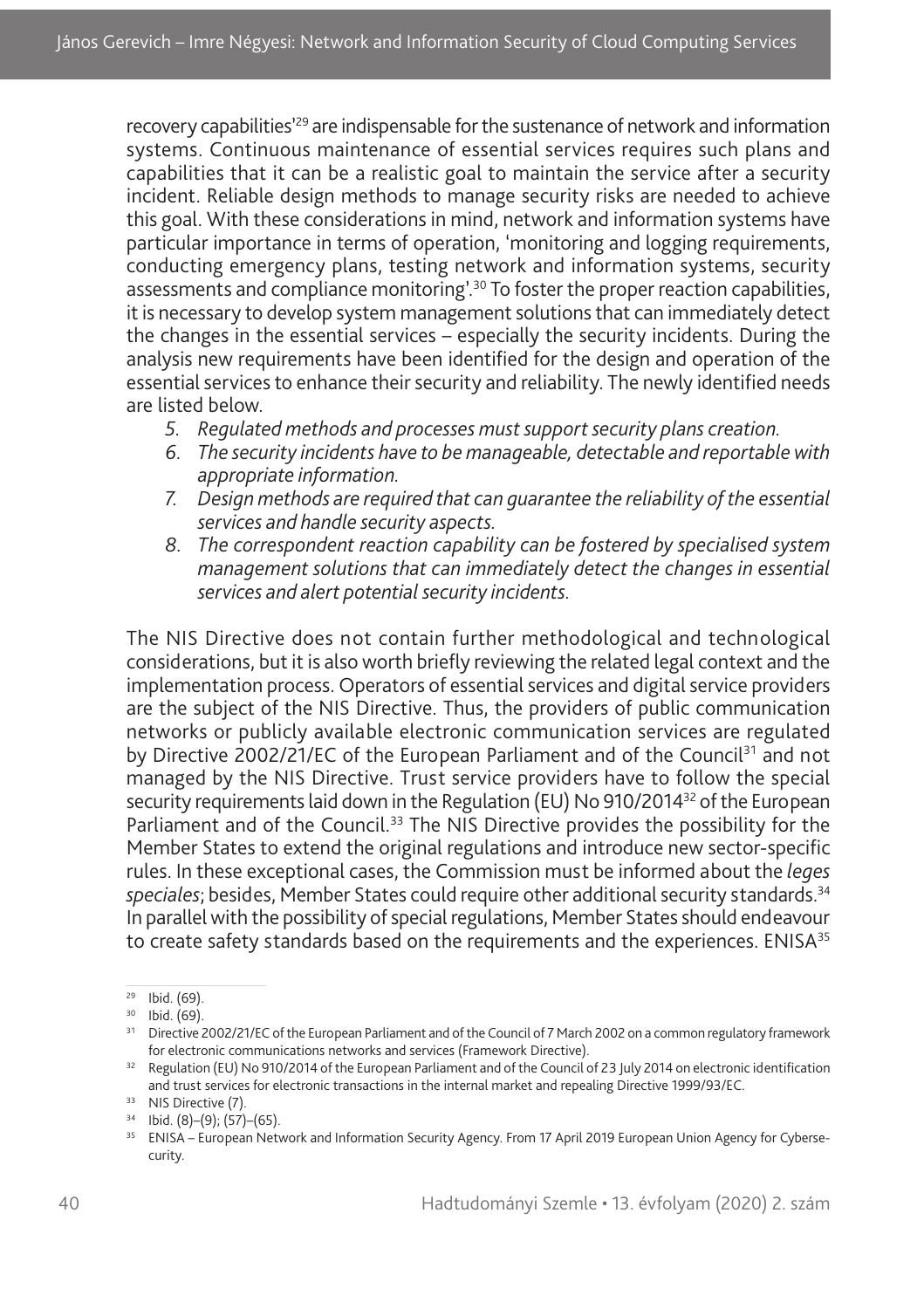recovery capabilities'[29] are indispensable for the sustenance of network and information systems. Continuous maintenance of essential services requires such plans and capabilities that it can be a realistic goal to maintain the service after a security incident. Reliable design methods to manage security risks are needed to achieve this goal. With these considerations in mind, network and information systems have particular importance in terms of operation, 'monitoring and logging requirements, conducting emergency plans, testing network and information systems, security assessments and compliance monitoring'.[30] To foster the proper reaction capabilities, it is necessary to develop system management solutions that can immediately detect the changes in the essential services – especially the security incidents. During the analysis new requirements have been identified for the design and operation of the essential services to enhance their security and reliability. The newly identified needs are listed below.

5. *Regulated methods and processes must support security plans creation.*
6. *The security incidents have to be manageable, detectable and reportable with appropriate information.*
7. *Design methods are required that can guarantee the reliability of the essential services and handle security aspects.*
8. *The correspondent reaction capability can be fostered by specialised system management solutions that can immediately detect the changes in essential services and alert potential security incidents.*

The NIS Directive does not contain further methodological and technological considerations, but it is also worth briefly reviewing the related legal context and the implementation process. Operators of essential services and digital service providers are the subject of the NIS Directive. Thus, the providers of public communication networks or publicly available electronic communication services are regulated by Directive 2002/21/EC of the European Parliament and of the Council[31] and not managed by the NIS Directive. Trust service providers have to follow the special security requirements laid down in the Regulation (EU) No 910/2014[32] of the European Parliament and of the Council.[33] The NIS Directive provides the possibility for the Member States to extend the original regulations and introduce new sector-specific rules. In these exceptional cases, the Commission must be informed about the *leges speciales*; besides, Member States could require other additional security standards.[34] In parallel with the possibility of special regulations, Member States should endeavour to create safety standards based on the requirements and the experiences. ENISA[35]

[29] Ibid. (69).

[30] Ibid. (69).

[31] Directive 2002/21/EC of the European Parliament and of the Council of 7 March 2002 on a common regulatory framework for electronic communications networks and services (Framework Directive).

[32] Regulation (EU) No 910/2014 of the European Parliament and of the Council of 23 July 2014 on electronic identification and trust services for electronic transactions in the internal market and repealing Directive 1999/93/EC.

[33] NIS Directive (7).

[34] Ibid. (8)–(9); (57)–(65).

[35] ENISA – European Network and Information Security Agency. From 17 April 2019 European Union Agency for Cybersecurity.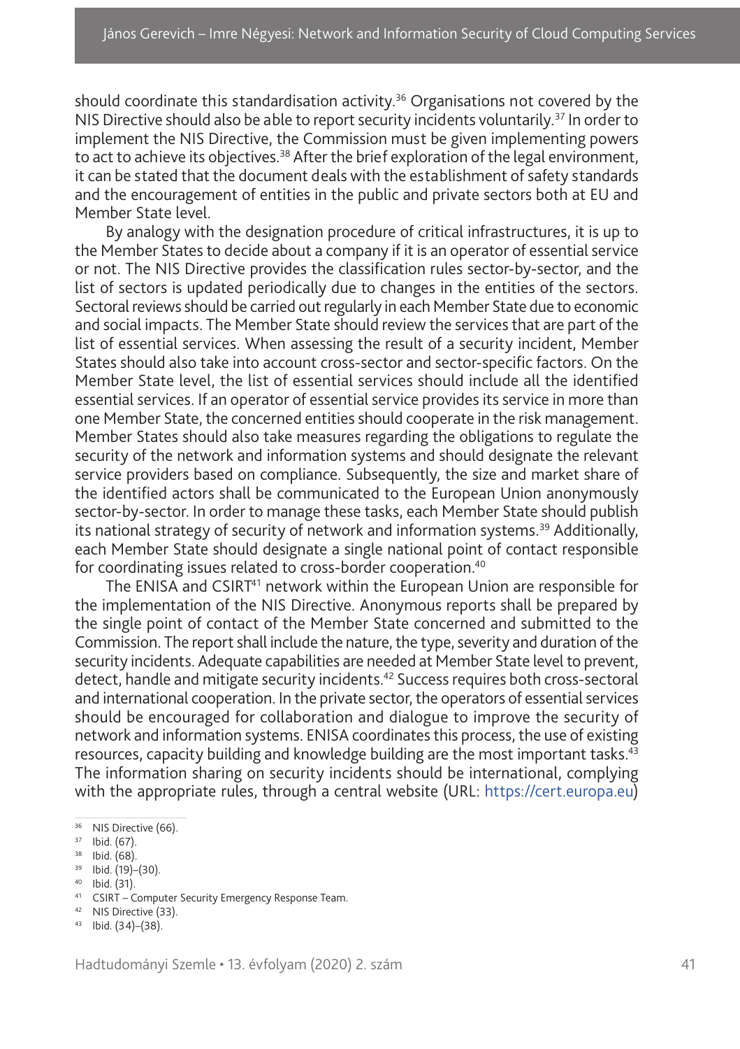should coordinate this standardisation activity.[36] Organisations not covered by the NIS Directive should also be able to report security incidents voluntarily.[37] In order to implement the NIS Directive, the Commission must be given implementing powers to act to achieve its objectives.[38] After the brief exploration of the legal environment, it can be stated that the document deals with the establishment of safety standards and the encouragement of entities in the public and private sectors both at EU and Member State level.

By analogy with the designation procedure of critical infrastructures, it is up to the Member States to decide about a company if it is an operator of essential service or not. The NIS Directive provides the classification rules sector-by-sector, and the list of sectors is updated periodically due to changes in the entities of the sectors. Sectoral reviews should be carried out regularly in each Member State due to economic and social impacts. The Member State should review the services that are part of the list of essential services. When assessing the result of a security incident, Member States should also take into account cross-sector and sector-specific factors. On the Member State level, the list of essential services should include all the identified essential services. If an operator of essential service provides its service in more than one Member State, the concerned entities should cooperate in the risk management. Member States should also take measures regarding the obligations to regulate the security of the network and information systems and should designate the relevant service providers based on compliance. Subsequently, the size and market share of the identified actors shall be communicated to the European Union anonymously sector-by-sector. In order to manage these tasks, each Member State should publish its national strategy of security of network and information systems.[39] Additionally, each Member State should designate a single national point of contact responsible for coordinating issues related to cross-border cooperation.[40]

The ENISA and CSIRT[41] network within the European Union are responsible for the implementation of the NIS Directive. Anonymous reports shall be prepared by the single point of contact of the Member State concerned and submitted to the Commission. The report shall include the nature, the type, severity and duration of the security incidents. Adequate capabilities are needed at Member State level to prevent, detect, handle and mitigate security incidents.[42] Success requires both cross-sectoral and international cooperation. In the private sector, the operators of essential services should be encouraged for collaboration and dialogue to improve the security of network and information systems. ENISA coordinates this process, the use of existing resources, capacity building and knowledge building are the most important tasks.[43] The information sharing on security incidents should be international, complying with the appropriate rules, through a central website (URL: https://cert.europa.eu)

---

[36] NIS Directive (66).

[37] Ibid. (67).

[38] Ibid. (68).

[39] Ibid. (19)–(30).

[40] Ibid. (31).

[41] CSIRT – Computer Security Emergency Response Team.

[42] NIS Directive (33).

[43] Ibid. (34)–(38).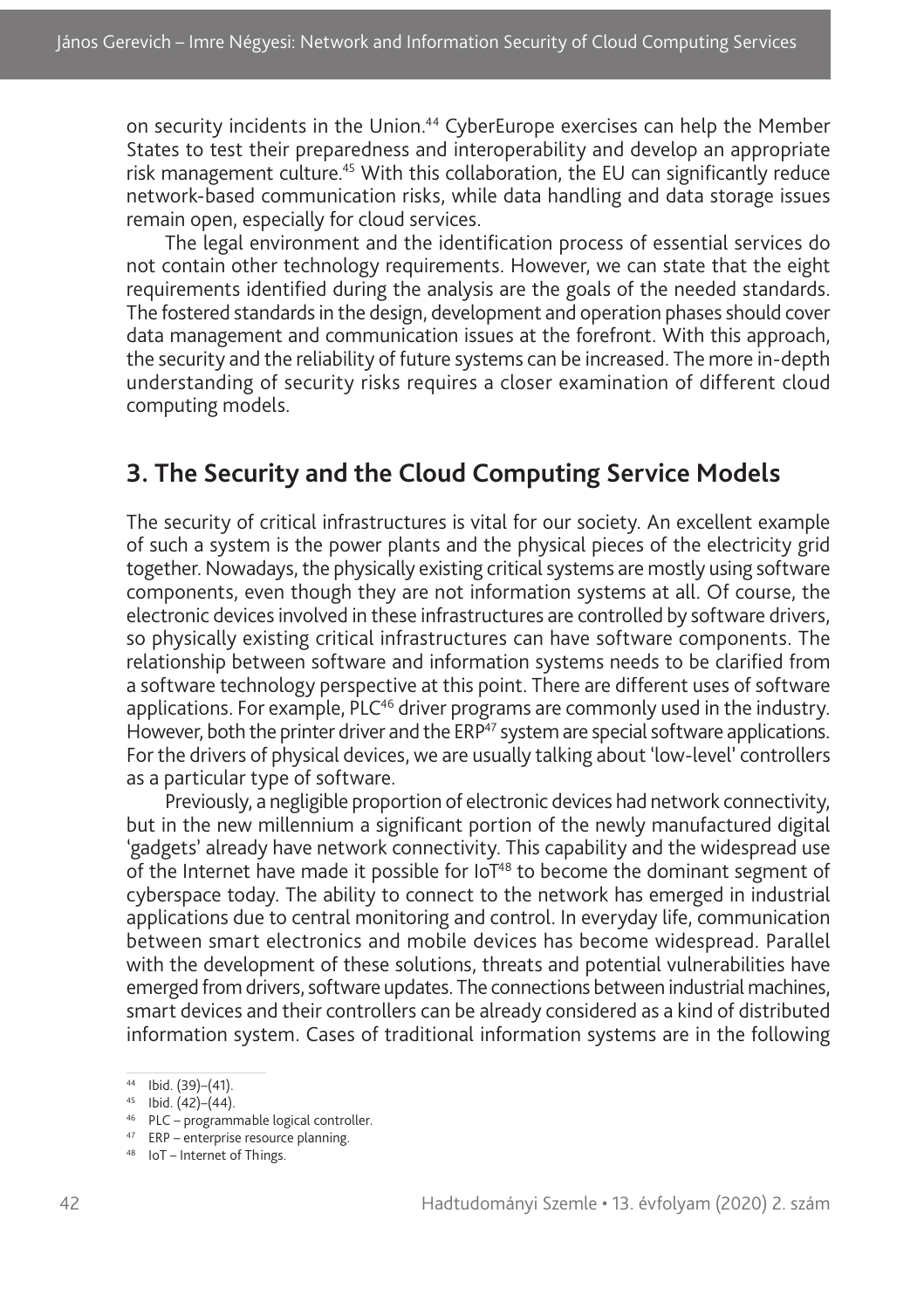on security incidents in the Union.[44] CyberEurope exercises can help the Member States to test their preparedness and interoperability and develop an appropriate risk management culture.[45] With this collaboration, the EU can significantly reduce network-based communication risks, while data handling and data storage issues remain open, especially for cloud services.

The legal environment and the identification process of essential services do not contain other technology requirements. However, we can state that the eight requirements identified during the analysis are the goals of the needed standards. The fostered standards in the design, development and operation phases should cover data management and communication issues at the forefront. With this approach, the security and the reliability of future systems can be increased. The more in-depth understanding of security risks requires a closer examination of different cloud computing models.

## 3. The Security and the Cloud Computing Service Models

The security of critical infrastructures is vital for our society. An excellent example of such a system is the power plants and the physical pieces of the electricity grid together. Nowadays, the physically existing critical systems are mostly using software components, even though they are not information systems at all. Of course, the electronic devices involved in these infrastructures are controlled by software drivers, so physically existing critical infrastructures can have software components. The relationship between software and information systems needs to be clarified from a software technology perspective at this point. There are different uses of software applications. For example, PLC[46] driver programs are commonly used in the industry. However, both the printer driver and the ERP[47] system are special software applications. For the drivers of physical devices, we are usually talking about 'low-level' controllers as a particular type of software.

Previously, a negligible proportion of electronic devices had network connectivity, but in the new millennium a significant portion of the newly manufactured digital 'gadgets' already have network connectivity. This capability and the widespread use of the Internet have made it possible for IoT[48] to become the dominant segment of cyberspace today. The ability to connect to the network has emerged in industrial applications due to central monitoring and control. In everyday life, communication between smart electronics and mobile devices has become widespread. Parallel with the development of these solutions, threats and potential vulnerabilities have emerged from drivers, software updates. The connections between industrial machines, smart devices and their controllers can be already considered as a kind of distributed information system. Cases of traditional information systems are in the following

[44] Ibid. (39)–(41).

[45] Ibid. (42)–(44).

[46] PLC – programmable logical controller.

[47] ERP – enterprise resource planning.

[48] IoT – Internet of Things.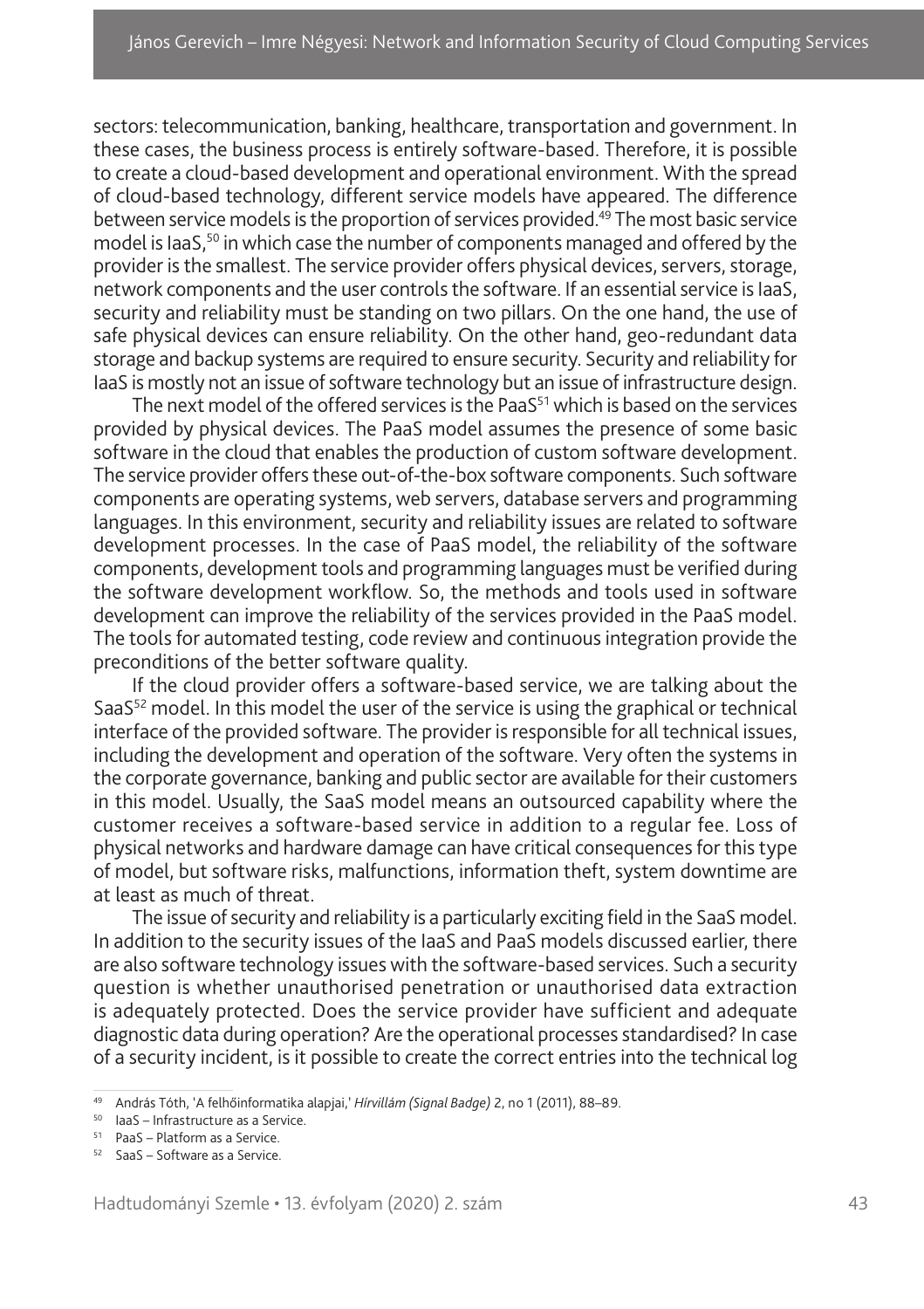sectors: telecommunication, banking, healthcare, transportation and government. In these cases, the business process is entirely software-based. Therefore, it is possible to create a cloud-based development and operational environment. With the spread of cloud-based technology, different service models have appeared. The difference between service models is the proportion of services provided.[49] The most basic service model is IaaS,[50] in which case the number of components managed and offered by the provider is the smallest. The service provider offers physical devices, servers, storage, network components and the user controls the software. If an essential service is IaaS, security and reliability must be standing on two pillars. On the one hand, the use of safe physical devices can ensure reliability. On the other hand, geo-redundant data storage and backup systems are required to ensure security. Security and reliability for IaaS is mostly not an issue of software technology but an issue of infrastructure design.

The next model of the offered services is the PaaS[51] which is based on the services provided by physical devices. The PaaS model assumes the presence of some basic software in the cloud that enables the production of custom software development. The service provider offers these out-of-the-box software components. Such software components are operating systems, web servers, database servers and programming languages. In this environment, security and reliability issues are related to software development processes. In the case of PaaS model, the reliability of the software components, development tools and programming languages must be verified during the software development workflow. So, the methods and tools used in software development can improve the reliability of the services provided in the PaaS model. The tools for automated testing, code review and continuous integration provide the preconditions of the better software quality.

If the cloud provider offers a software-based service, we are talking about the SaaS[52] model. In this model the user of the service is using the graphical or technical interface of the provided software. The provider is responsible for all technical issues, including the development and operation of the software. Very often the systems in the corporate governance, banking and public sector are available for their customers in this model. Usually, the SaaS model means an outsourced capability where the customer receives a software-based service in addition to a regular fee. Loss of physical networks and hardware damage can have critical consequences for this type of model, but software risks, malfunctions, information theft, system downtime are at least as much of threat.

The issue of security and reliability is a particularly exciting field in the SaaS model. In addition to the security issues of the IaaS and PaaS models discussed earlier, there are also software technology issues with the software-based services. Such a security question is whether unauthorised penetration or unauthorised data extraction is adequately protected. Does the service provider have sufficient and adequate diagnostic data during operation? Are the operational processes standardised? In case of a security incident, is it possible to create the correct entries into the technical log

---

[49] András Tóth, 'A felhőinformatika alapjai,' *Hírvillám (Signal Badge)* 2, no 1 (2011), 88–89.

[50] IaaS – Infrastructure as a Service.

[51] PaaS – Platform as a Service.

[52] SaaS – Software as a Service.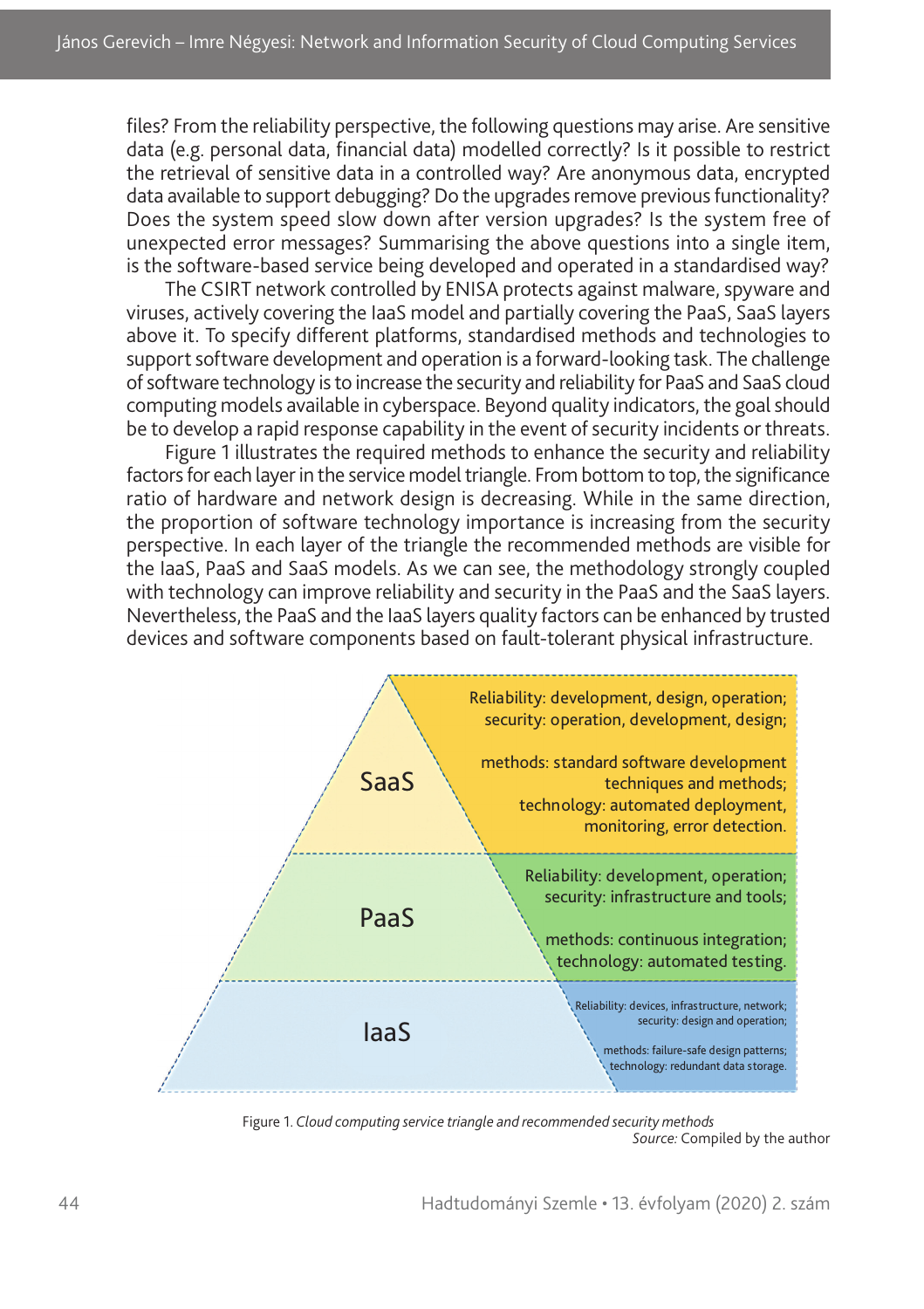files? From the reliability perspective, the following questions may arise. Are sensitive data (e.g. personal data, financial data) modelled correctly? Is it possible to restrict the retrieval of sensitive data in a controlled way? Are anonymous data, encrypted data available to support debugging? Do the upgrades remove previous functionality? Does the system speed slow down after version upgrades? Is the system free of unexpected error messages? Summarising the above questions into a single item, is the software-based service being developed and operated in a standardised way?

The CSIRT network controlled by ENISA protects against malware, spyware and viruses, actively covering the IaaS model and partially covering the PaaS, SaaS layers above it. To specify different platforms, standardised methods and technologies to support software development and operation is a forward-looking task. The challenge of software technology is to increase the security and reliability for PaaS and SaaS cloud computing models available in cyberspace. Beyond quality indicators, the goal should be to develop a rapid response capability in the event of security incidents or threats.

Figure 1 illustrates the required methods to enhance the security and reliability factors for each layer in the service model triangle. From bottom to top, the significance ratio of hardware and network design is decreasing. While in the same direction, the proportion of software technology importance is increasing from the security perspective. In each layer of the triangle the recommended methods are visible for the IaaS, PaaS and SaaS models. As we can see, the methodology strongly coupled with technology can improve reliability and security in the PaaS and the SaaS layers. Nevertheless, the PaaS and the IaaS layers quality factors can be enhanced by trusted devices and software components based on fault-tolerant physical infrastructure.

SaaS

Reliability: development, design, operation;
security: operation, development, design;

methods: standard software development techniques and methods;
technology: automated deployment, monitoring, error detection.

PaaS

Reliability: development, operation;
security: infrastructure and tools;

methods: continuous integration;
technology: automated testing.

IaaS

Reliability: devices, infrastructure, network;
security: design and operation;

methods: failure-safe design patterns;
technology: redundant data storage.

Figure 1. *Cloud computing service triangle and recommended security methods*
*Source:* Compiled by the author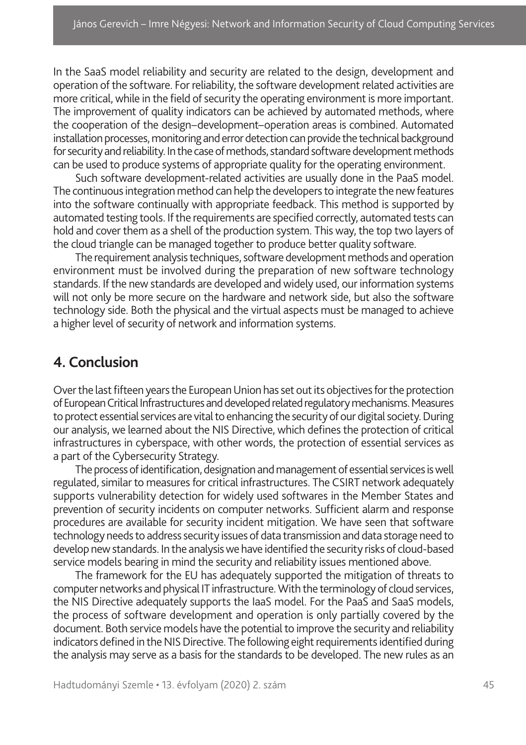In the SaaS model reliability and security are related to the design, development and operation of the software. For reliability, the software development related activities are more critical, while in the field of security the operating environment is more important. The improvement of quality indicators can be achieved by automated methods, where the cooperation of the design–development–operation areas is combined. Automated installation processes, monitoring and error detection can provide the technical background for security and reliability. In the case of methods, standard software development methods can be used to produce systems of appropriate quality for the operating environment.

Such software development-related activities are usually done in the PaaS model. The continuous integration method can help the developers to integrate the new features into the software continually with appropriate feedback. This method is supported by automated testing tools. If the requirements are specified correctly, automated tests can hold and cover them as a shell of the production system. This way, the top two layers of the cloud triangle can be managed together to produce better quality software.

The requirement analysis techniques, software development methods and operation environment must be involved during the preparation of new software technology standards. If the new standards are developed and widely used, our information systems will not only be more secure on the hardware and network side, but also the software technology side. Both the physical and the virtual aspects must be managed to achieve a higher level of security of network and information systems.

## 4. Conclusion

Over the last fifteen years the European Union has set out its objectives for the protection of European Critical Infrastructures and developed related regulatory mechanisms. Measures to protect essential services are vital to enhancing the security of our digital society. During our analysis, we learned about the NIS Directive, which defines the protection of critical infrastructures in cyberspace, with other words, the protection of essential services as a part of the Cybersecurity Strategy.

The process of identification, designation and management of essential services is well regulated, similar to measures for critical infrastructures. The CSIRT network adequately supports vulnerability detection for widely used softwares in the Member States and prevention of security incidents on computer networks. Sufficient alarm and response procedures are available for security incident mitigation. We have seen that software technology needs to address security issues of data transmission and data storage need to develop new standards. In the analysis we have identified the security risks of cloud-based service models bearing in mind the security and reliability issues mentioned above.

The framework for the EU has adequately supported the mitigation of threats to computer networks and physical IT infrastructure. With the terminology of cloud services, the NIS Directive adequately supports the IaaS model. For the PaaS and SaaS models, the process of software development and operation is only partially covered by the document. Both service models have the potential to improve the security and reliability indicators defined in the NIS Directive. The following eight requirements identified during the analysis may serve as a basis for the standards to be developed. The new rules as an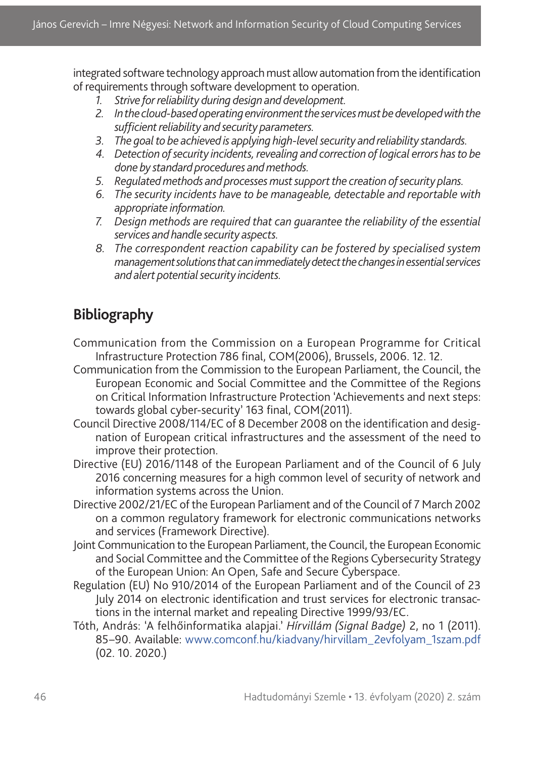integrated software technology approach must allow automation from the identification of requirements through software development to operation.

1. *Strive for reliability during design and development.*
2. *In the cloud-based operating environment the services must be developed with the sufficient reliability and security parameters.*
3. *The goal to be achieved is applying high-level security and reliability standards.*
4. *Detection of security incidents, revealing and correction of logical errors has to be done by standard procedures and methods.*
5. *Regulated methods and processes must support the creation of security plans.*
6. *The security incidents have to be manageable, detectable and reportable with appropriate information.*
7. *Design methods are required that can guarantee the reliability of the essential services and handle security aspects.*
8. *The correspondent reaction capability can be fostered by specialised system management solutions that can immediately detect the changes in essential services and alert potential security incidents.*

## Bibliography

Communication from the Commission on a European Programme for Critical Infrastructure Protection 786 final, COM(2006), Brussels, 2006. 12. 12.

Communication from the Commission to the European Parliament, the Council, the European Economic and Social Committee and the Committee of the Regions on Critical Information Infrastructure Protection 'Achievements and next steps: towards global cyber-security' 163 final, COM(2011).

Council Directive 2008/114/EC of 8 December 2008 on the identification and designation of European critical infrastructures and the assessment of the need to improve their protection.

Directive (EU) 2016/1148 of the European Parliament and of the Council of 6 July 2016 concerning measures for a high common level of security of network and information systems across the Union.

Directive 2002/21/EC of the European Parliament and of the Council of 7 March 2002 on a common regulatory framework for electronic communications networks and services (Framework Directive).

Joint Communication to the European Parliament, the Council, the European Economic and Social Committee and the Committee of the Regions Cybersecurity Strategy of the European Union: An Open, Safe and Secure Cyberspace.

Regulation (EU) No 910/2014 of the European Parliament and of the Council of 23 July 2014 on electronic identification and trust services for electronic transactions in the internal market and repealing Directive 1999/93/EC.

Tóth, András: 'A felhőinformatika alapjai.' *Hírvillám (Signal Badge)* 2, no 1 (2011). 85–90. Available: www.comconf.hu/kiadvany/hirvillam_2evfolyam_1szam.pdf (02. 10. 2020.)